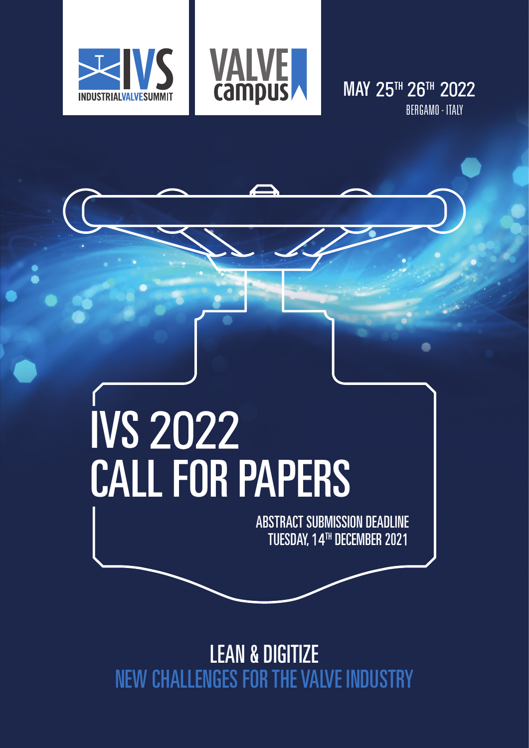INDUSTRIALVALVESUMMIT

VALVE campus

MAY 25TH 26TH 2022
BERGAMO - ITALY

# IVS 2022 CALL FOR PAPERS

ABSTRACT SUBMISSION DEADLINE
TUESDAY, 14TH DECEMBER 2021

## LEAN & DIGITIZE
## NEW CHALLENGES FOR THE VALVE INDUSTRY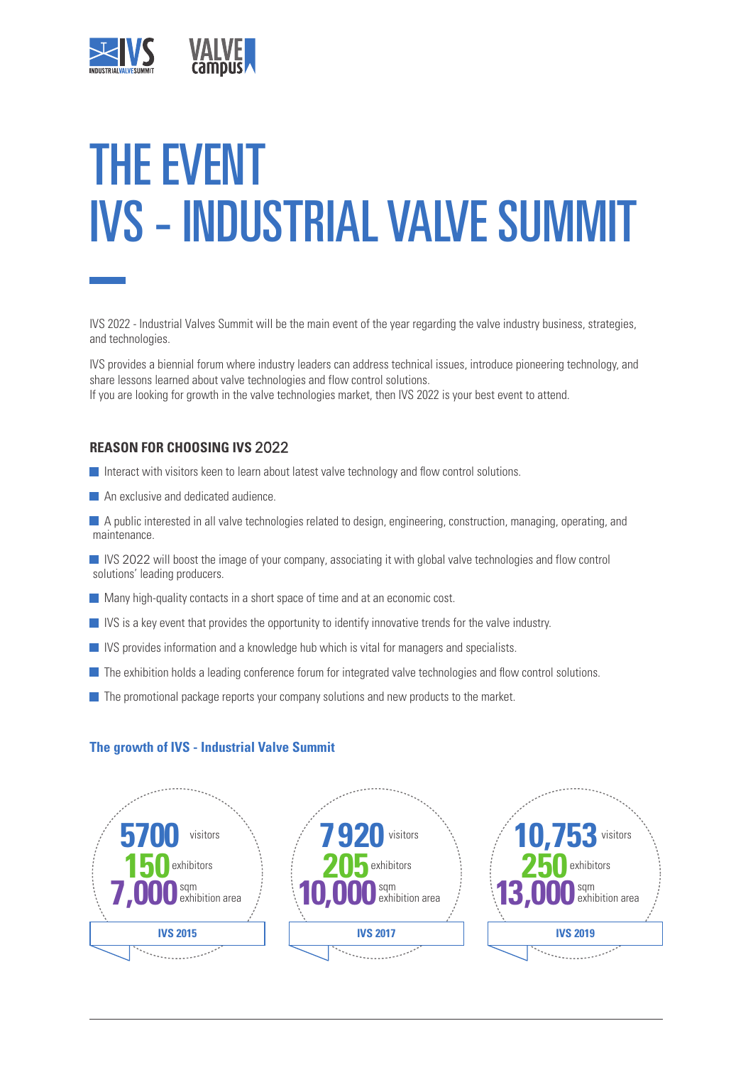# THE EVENT
# IVS - INDUSTRIAL VALVE SUMMIT

IVS 2022 - Industrial Valves Summit will be the main event of the year regarding the valve industry business, strategies, and technologies.

IVS provides a biennial forum where industry leaders can address technical issues, introduce pioneering technology, and share lessons learned about valve technologies and flow control solutions.
If you are looking for growth in the valve technologies market, then IVS 2022 is your best event to attend.

### REASON FOR CHOOSING IVS 2022

- Interact with visitors keen to learn about latest valve technology and flow control solutions.
- An exclusive and dedicated audience.
- A public interested in all valve technologies related to design, engineering, construction, managing, operating, and maintenance.
- IVS 2022 will boost the image of your company, associating it with global valve technologies and flow control solutions' leading producers.
- Many high-quality contacts in a short space of time and at an economic cost.
- IVS is a key event that provides the opportunity to identify innovative trends for the valve industry.
- IVS provides information and a knowledge hub which is vital for managers and specialists.
- The exhibition holds a leading conference forum for integrated valve technologies and flow control solutions.
- The promotional package reports your company solutions and new products to the market.

### The growth of IVS - Industrial Valve Summit

| | IVS 2015 | IVS 2017 | IVS 2019 |
|---|---|---|---|
| visitors | 5700 | 7920 | 10,753 |
| exhibitors | 150 | 205 | 250 |
| sqm exhibition area | 7,000 | 10,000 | 13,000 |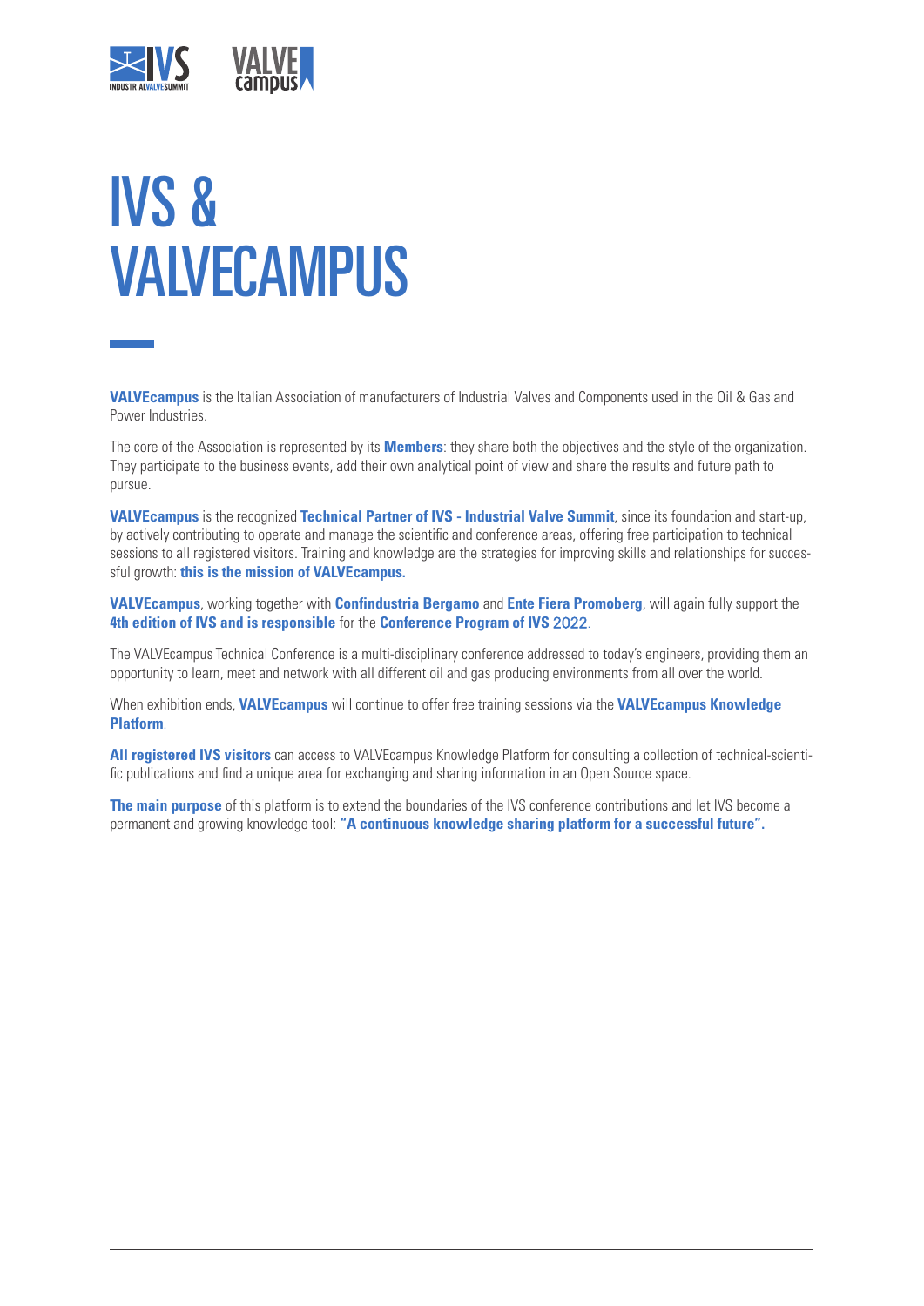# IVS & VALVECAMPUS

**VALVEcampus** is the Italian Association of manufacturers of Industrial Valves and Components used in the Oil & Gas and Power Industries.

The core of the Association is represented by its **Members**: they share both the objectives and the style of the organization. They participate to the business events, add their own analytical point of view and share the results and future path to pursue.

**VALVEcampus** is the recognized **Technical Partner of IVS - Industrial Valve Summit**, since its foundation and start-up, by actively contributing to operate and manage the scientific and conference areas, offering free participation to technical sessions to all registered visitors. Training and knowledge are the strategies for improving skills and relationships for successful growth: **this is the mission of VALVEcampus.**

**VALVEcampus**, working together with **Confindustria Bergamo** and **Ente Fiera Promoberg**, will again fully support the **4th edition of IVS and is responsible** for the **Conference Program of IVS 2022**.

The VALVEcampus Technical Conference is a multi-disciplinary conference addressed to today's engineers, providing them an opportunity to learn, meet and network with all different oil and gas producing environments from all over the world.

When exhibition ends, **VALVEcampus** will continue to offer free training sessions via the **VALVEcampus Knowledge Platform**.

**All registered IVS visitors** can access to VALVEcampus Knowledge Platform for consulting a collection of technical-scientific publications and find a unique area for exchanging and sharing information in an Open Source space.

**The main purpose** of this platform is to extend the boundaries of the IVS conference contributions and let IVS become a permanent and growing knowledge tool: **"A continuous knowledge sharing platform for a successful future".**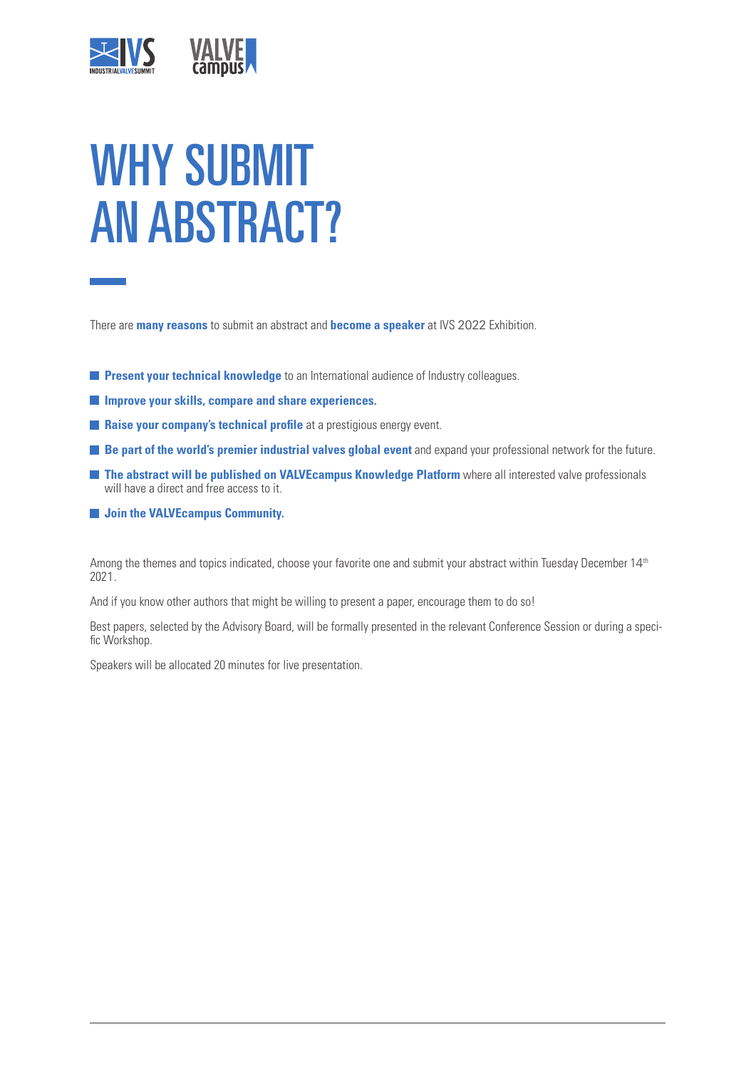# WHY SUBMIT AN ABSTRACT?

There are **many reasons** to submit an abstract and **become a speaker** at IVS 2022 Exhibition.

- **Present your technical knowledge** to an International audience of Industry colleagues.
- **Improve your skills, compare and share experiences.**
- **Raise your company's technical profile** at a prestigious energy event.
- **Be part of the world's premier industrial valves global event** and expand your professional network for the future.
- **The abstract will be published on VALVEcampus Knowledge Platform** where all interested valve professionals will have a direct and free access to it.
- **Join the VALVEcampus Community.**

Among the themes and topics indicated, choose your favorite one and submit your abstract within Tuesday December 14th 2021.

And if you know other authors that might be willing to present a paper, encourage them to do so!

Best papers, selected by the Advisory Board, will be formally presented in the relevant Conference Session or during a specific Workshop.

Speakers will be allocated 20 minutes for live presentation.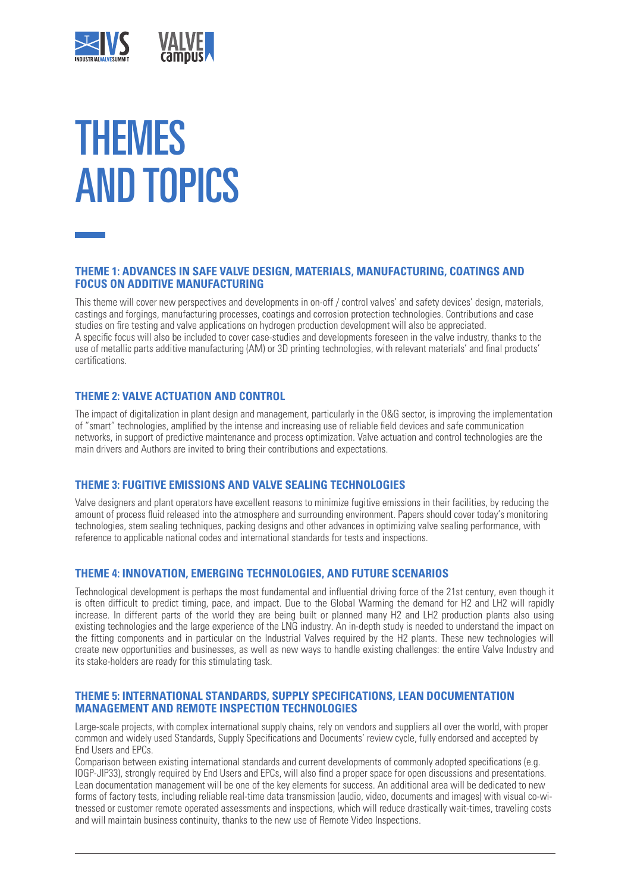# THEMES AND TOPICS

## THEME 1: ADVANCES IN SAFE VALVE DESIGN, MATERIALS, MANUFACTURING, COATINGS AND FOCUS ON ADDITIVE MANUFACTURING

This theme will cover new perspectives and developments in on-off / control valves' and safety devices' design, materials, castings and forgings, manufacturing processes, coatings and corrosion protection technologies. Contributions and case studies on fire testing and valve applications on hydrogen production development will also be appreciated.
A specific focus will also be included to cover case-studies and developments foreseen in the valve industry, thanks to the use of metallic parts additive manufacturing (AM) or 3D printing technologies, with relevant materials' and final products' certifications.

## THEME 2: VALVE ACTUATION AND CONTROL

The impact of digitalization in plant design and management, particularly in the O&G sector, is improving the implementation of "smart" technologies, amplified by the intense and increasing use of reliable field devices and safe communication networks, in support of predictive maintenance and process optimization. Valve actuation and control technologies are the main drivers and Authors are invited to bring their contributions and expectations.

## THEME 3: FUGITIVE EMISSIONS AND VALVE SEALING TECHNOLOGIES

Valve designers and plant operators have excellent reasons to minimize fugitive emissions in their facilities, by reducing the amount of process fluid released into the atmosphere and surrounding environment. Papers should cover today's monitoring technologies, stem sealing techniques, packing designs and other advances in optimizing valve sealing performance, with reference to applicable national codes and international standards for tests and inspections.

## THEME 4: INNOVATION, EMERGING TECHNOLOGIES, AND FUTURE SCENARIOS

Technological development is perhaps the most fundamental and influential driving force of the 21st century, even though it is often difficult to predict timing, pace, and impact. Due to the Global Warming the demand for H2 and LH2 will rapidly increase. In different parts of the world they are being built or planned many H2 and LH2 production plants also using existing technologies and the large experience of the LNG industry. An in-depth study is needed to understand the impact on the fitting components and in particular on the Industrial Valves required by the H2 plants. These new technologies will create new opportunities and businesses, as well as new ways to handle existing challenges: the entire Valve Industry and its stake-holders are ready for this stimulating task.

## THEME 5: INTERNATIONAL STANDARDS, SUPPLY SPECIFICATIONS, LEAN DOCUMENTATION MANAGEMENT AND REMOTE INSPECTION TECHNOLOGIES

Large-scale projects, with complex international supply chains, rely on vendors and suppliers all over the world, with proper common and widely used Standards, Supply Specifications and Documents' review cycle, fully endorsed and accepted by End Users and EPCs.
Comparison between existing international standards and current developments of commonly adopted specifications (e.g. IOGP-JIP33), strongly required by End Users and EPCs, will also find a proper space for open discussions and presentations. Lean documentation management will be one of the key elements for success. An additional area will be dedicated to new forms of factory tests, including reliable real-time data transmission (audio, video, documents and images) with visual co-witnessed or customer remote operated assessments and inspections, which will reduce drastically wait-times, traveling costs and will maintain business continuity, thanks to the new use of Remote Video Inspections.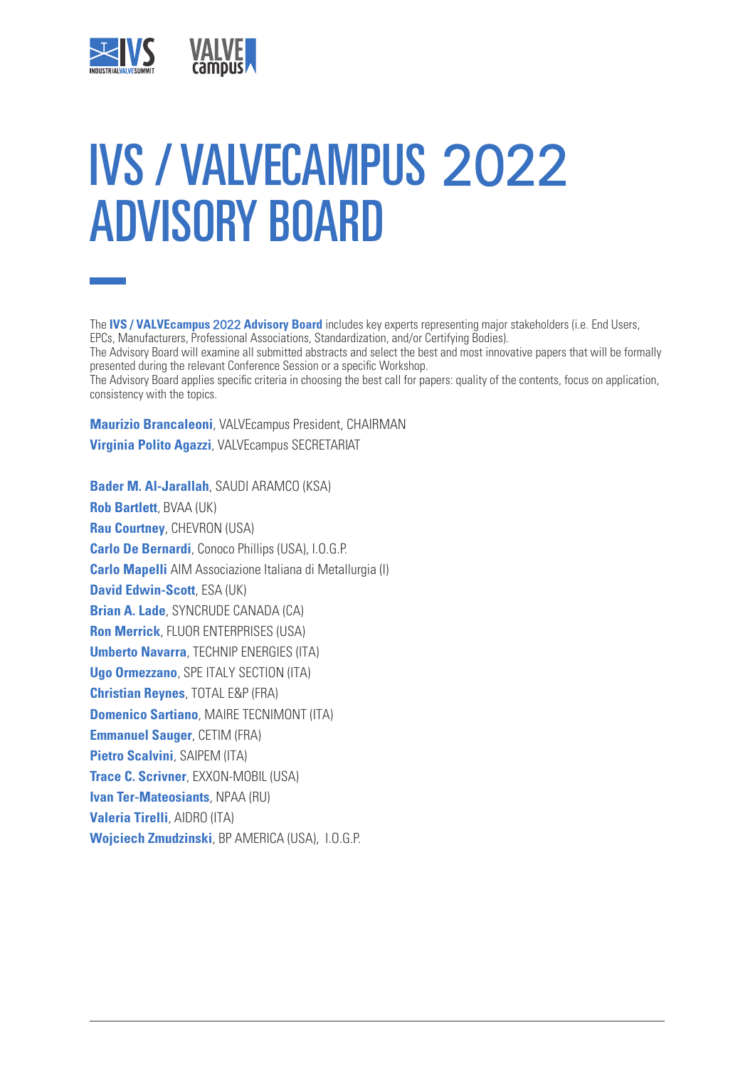# IVS / VALVECAMPUS 2022 ADVISORY BOARD

The **IVS / VALVEcampus 2022 Advisory Board** includes key experts representing major stakeholders (i.e. End Users, EPCs, Manufacturers, Professional Associations, Standardization, and/or Certifying Bodies).
The Advisory Board will examine all submitted abstracts and select the best and most innovative papers that will be formally presented during the relevant Conference Session or a specific Workshop.
The Advisory Board applies specific criteria in choosing the best call for papers: quality of the contents, focus on application, consistency with the topics.

**Maurizio Brancaleoni**, VALVEcampus President, CHAIRMAN
**Virginia Polito Agazzi**, VALVEcampus SECRETARIAT

**Bader M. Al-Jarallah**, SAUDI ARAMCO (KSA)
**Rob Bartlett**, BVAA (UK)
**Rau Courtney**, CHEVRON (USA)
**Carlo De Bernardi**, Conoco Phillips (USA), I.O.G.P.
**Carlo Mapelli** AIM Associazione Italiana di Metallurgia (I)
**David Edwin-Scott**, ESA (UK)
**Brian A. Lade**, SYNCRUDE CANADA (CA)
**Ron Merrick**, FLUOR ENTERPRISES (USA)
**Umberto Navarra**, TECHNIP ENERGIES (ITA)
**Ugo Ormezzano**, SPE ITALY SECTION (ITA)
**Christian Reynes**, TOTAL E&P (FRA)
**Domenico Sartiano**, MAIRE TECNIMONT (ITA)
**Emmanuel Sauger**, CETIM (FRA)
**Pietro Scalvini**, SAIPEM (ITA)
**Trace C. Scrivner**, EXXON-MOBIL (USA)
**Ivan Ter-Mateosiants**, NPAA (RU)
**Valeria Tirelli**, AIDRO (ITA)
**Wojciech Zmudzinski**, BP AMERICA (USA), I.O.G.P.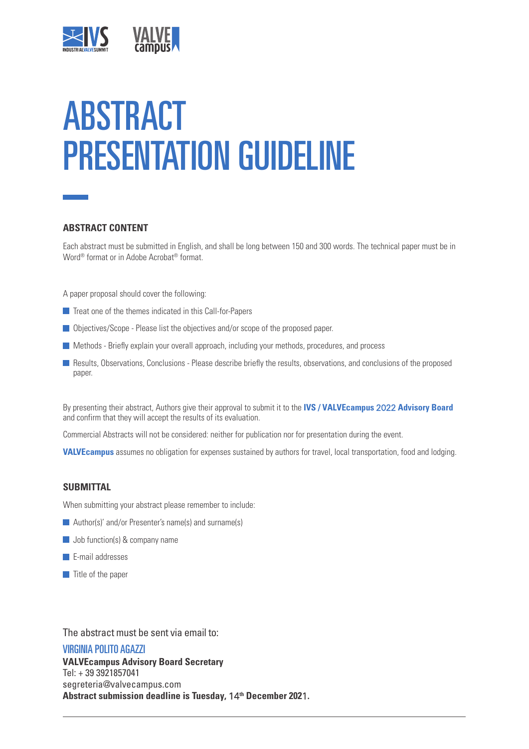# ABSTRACT PRESENTATION GUIDELINE

## ABSTRACT CONTENT

Each abstract must be submitted in English, and shall be long between 150 and 300 words. The technical paper must be in Word® format or in Adobe Acrobat® format.

A paper proposal should cover the following:

- Treat one of the themes indicated in this Call-for-Papers
- Objectives/Scope - Please list the objectives and/or scope of the proposed paper.
- Methods - Briefly explain your overall approach, including your methods, procedures, and process
- Results, Observations, Conclusions - Please describe briefly the results, observations, and conclusions of the proposed paper.

By presenting their abstract, Authors give their approval to submit it to the **IVS / VALVEcampus 2022 Advisory Board** and confirm that they will accept the results of its evaluation.

Commercial Abstracts will not be considered: neither for publication nor for presentation during the event.

**VALVEcampus** assumes no obligation for expenses sustained by authors for travel, local transportation, food and lodging.

## SUBMITTAL

When submitting your abstract please remember to include:

- Author(s)' and/or Presenter's name(s) and surname(s)
- Job function(s) & company name
- E-mail addresses
- Title of the paper

The abstract must be sent via email to:

VIRGINIA POLITO AGAZZI
**VALVEcampus Advisory Board Secretary**
Tel: + 39 3921857041
segreteria@valvecampus.com
**Abstract submission deadline is Tuesday, 14th December 2021.**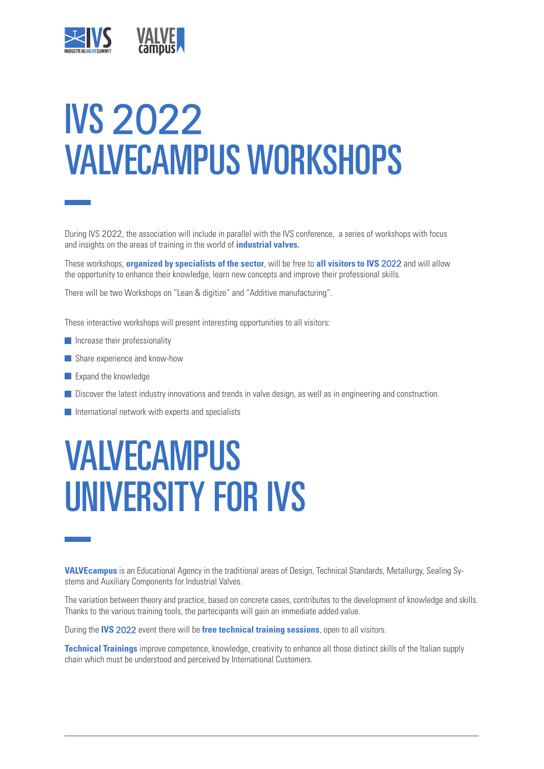# IVS 2022 VALVECAMPUS WORKSHOPS

During IVS 2022, the association will include in parallel with the IVS conference, a series of workshops with focus and insights on the areas of training in the world of **industrial valves.**

These workshops, **organized by specialists of the sector**, will be free to **all visitors to IVS** 2022 and will allow the opportunity to enhance their knowledge, learn new concepts and improve their professional skills.

There will be two Workshops on "Lean & digitize" and "Additive manufacturing".

These interactive workshops will present interesting opportunities to all visitors:

- Increase their professionality
- Share experience and know-how
- Expand the knowledge
- Discover the latest industry innovations and trends in valve design, as well as in engineering and construction.
- International network with experts and specialists

# VALVECAMPUS UNIVERSITY FOR IVS

**VALVEcampus** is an Educational Agency in the traditional areas of Design, Technical Standards, Metallurgy, Sealing Systems and Auxiliary Components for Industrial Valves.

The variation between theory and practice, based on concrete cases, contributes to the development of knowledge and skills. Thanks to the various training tools, the partecipants will gain an immediate added value.

During the **IVS** 2022 event there will be **free technical training sessions**, open to all visitors.

**Technical Trainings** improve competence, knowledge, creativity to enhance all those distinct skills of the Italian supply chain which must be understood and perceived by International Customers.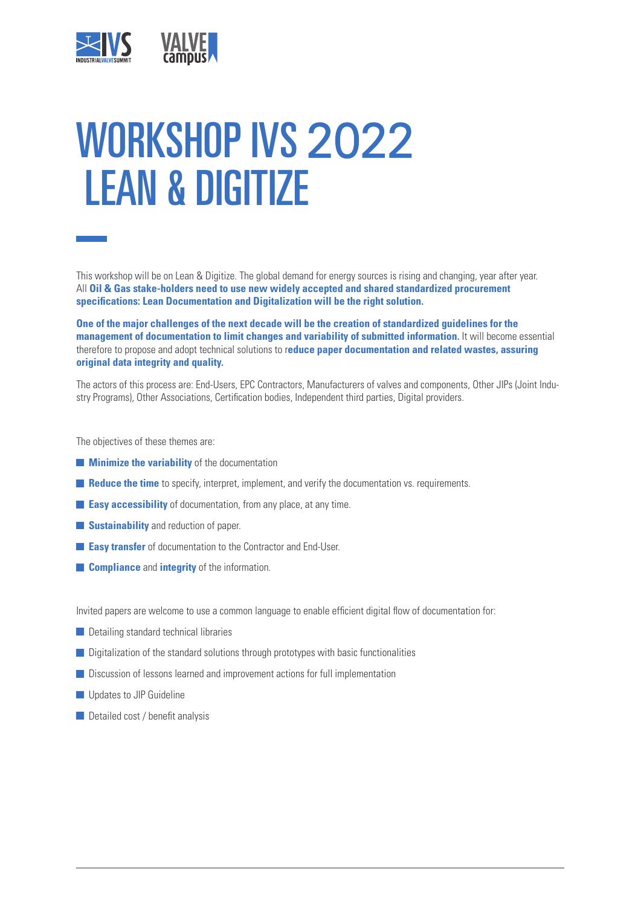# WORKSHOP IVS 2022 LEAN & DIGITIZE

This workshop will be on Lean & Digitize. The global demand for energy sources is rising and changing, year after year. All **Oil & Gas stake-holders need to use new widely accepted and shared standardized procurement specifications: Lean Documentation and Digitalization will be the right solution.**

**One of the major challenges of the next decade will be the creation of standardized guidelines for the management of documentation to limit changes and variability of submitted information.** It will become essential therefore to propose and adopt technical solutions to r**educe paper documentation and related wastes, assuring original data integrity and quality.**

The actors of this process are: End-Users, EPC Contractors, Manufacturers of valves and components, Other JIPs (Joint Industry Programs), Other Associations, Certification bodies, Independent third parties, Digital providers.

The objectives of these themes are:

- **Minimize the variability** of the documentation
- **Reduce the time** to specify, interpret, implement, and verify the documentation vs. requirements.
- **Easy accessibility** of documentation, from any place, at any time.
- **Sustainability** and reduction of paper.
- **Easy transfer** of documentation to the Contractor and End-User.
- **Compliance** and **integrity** of the information.

Invited papers are welcome to use a common language to enable efficient digital flow of documentation for:

- Detailing standard technical libraries
- Digitalization of the standard solutions through prototypes with basic functionalities
- Discussion of lessons learned and improvement actions for full implementation
- Updates to JIP Guideline
- Detailed cost / benefit analysis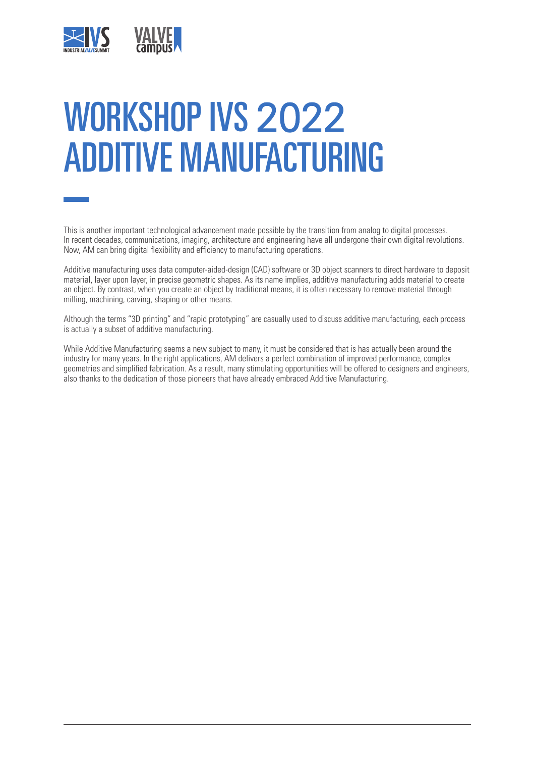# WORKSHOP IVS 2022
# ADDITIVE MANUFACTURING

This is another important technological advancement made possible by the transition from analog to digital processes. In recent decades, communications, imaging, architecture and engineering have all undergone their own digital revolutions. Now, AM can bring digital flexibility and efficiency to manufacturing operations.

Additive manufacturing uses data computer-aided-design (CAD) software or 3D object scanners to direct hardware to deposit material, layer upon layer, in precise geometric shapes. As its name implies, additive manufacturing adds material to create an object. By contrast, when you create an object by traditional means, it is often necessary to remove material through milling, machining, carving, shaping or other means.

Although the terms "3D printing" and "rapid prototyping" are casually used to discuss additive manufacturing, each process is actually a subset of additive manufacturing.

While Additive Manufacturing seems a new subject to many, it must be considered that is has actually been around the industry for many years. In the right applications, AM delivers a perfect combination of improved performance, complex geometries and simplified fabrication. As a result, many stimulating opportunities will be offered to designers and engineers, also thanks to the dedication of those pioneers that have already embraced Additive Manufacturing.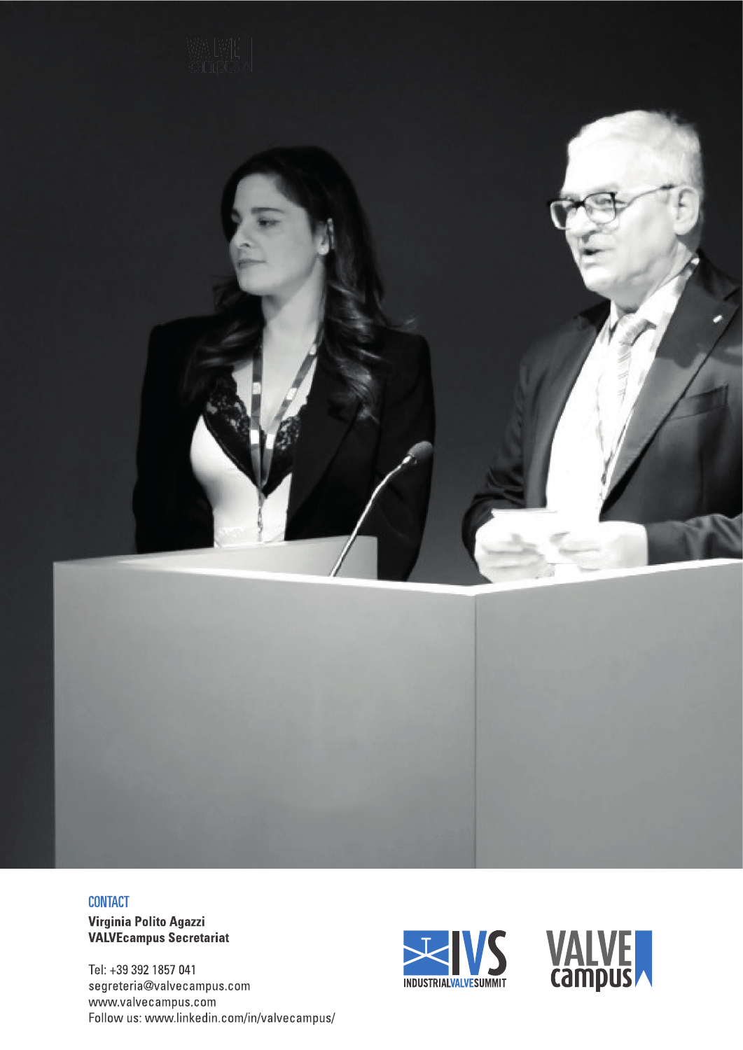## CONTACT

**Virginia Polito Agazzi**
**VALVEcampus Secretariat**

Tel: +39 392 1857 041
segreteria@valvecampus.com
www.valvecampus.com
Follow us: www.linkedin.com/in/valvecampus/